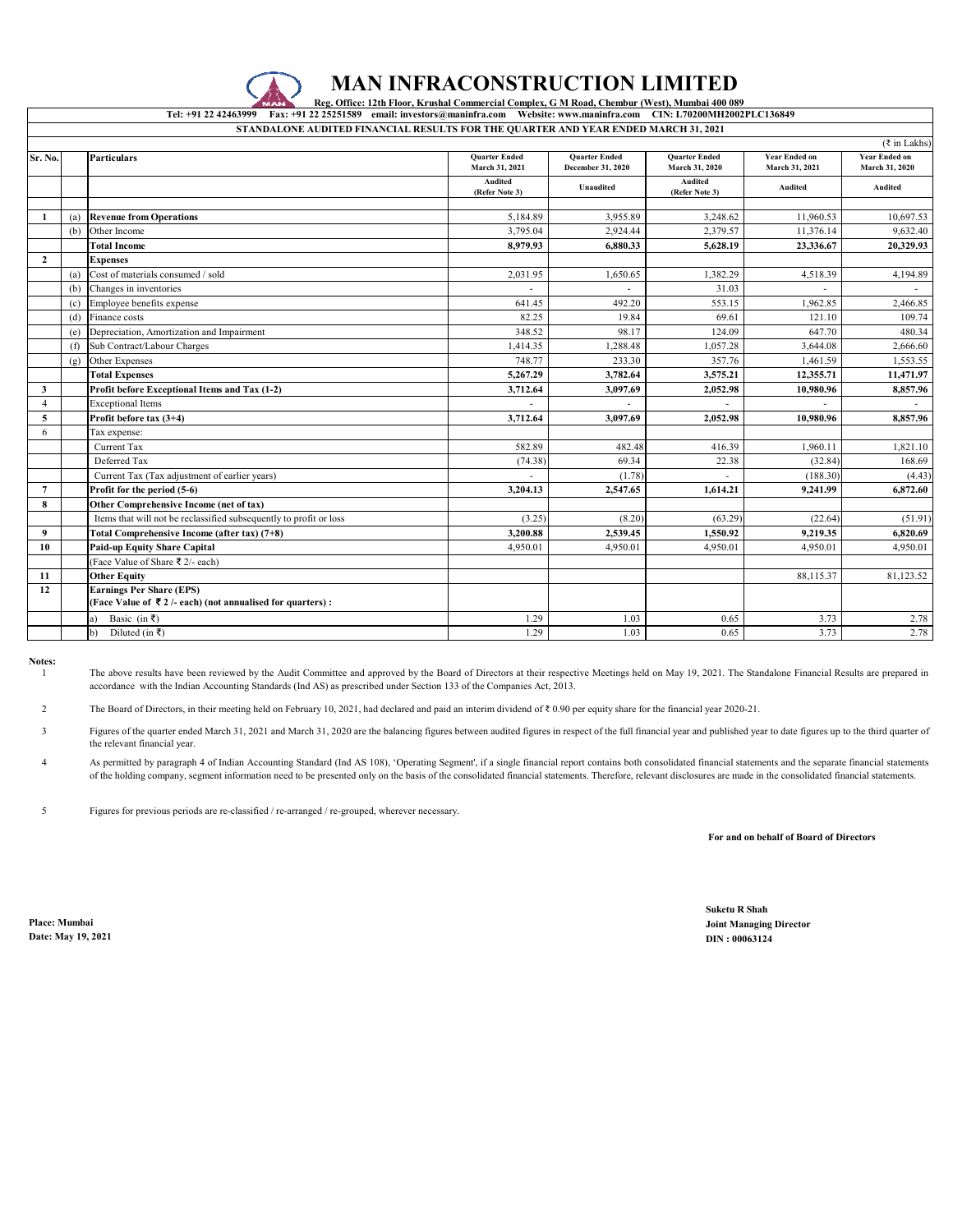# MAN INFRACONSTRUCTION LIMITED

**Reg. Office: 12th Floor, Krushal Commercial Complex, G M Road, Chembur (West), Mumbai 400 089**

**Tel: +91 22 42463999 Fax: +91 22 25251589 email: investors@maninfra.com Website: www.maninfra.com CIN: L70200MH2002PLC136849**

**STANDALONE AUDITED FINANCIAL RESULTS FOR THE QUARTER AND YEAR ENDED MARCH 31, 2021**

(₹ in Lakhs)

| Sr. No. | | Particulars | Quarter Ended March 31, 2021 | Quarter Ended December 31, 2020 | Quarter Ended March 31, 2020 | Year Ended on March 31, 2021 | Year Ended on March 31, 2020 |
|---|---|---|---|---|---|---|---|
| | | | Audited (Refer Note 3) | Unaudited | Audited (Refer Note 3) | Audited | Audited |
| **1** | (a) | **Revenue from Operations** | 5,184.89 | 3,955.89 | 3,248.62 | 11,960.53 | 10,697.53 |
| | (b) | Other Income | 3,795.04 | 2,924.44 | 2,379.57 | 11,376.14 | 9,632.40 |
| | | **Total Income** | **8,979.93** | **6,880.33** | **5,628.19** | **23,336.67** | **20,329.93** |
| **2** | | **Expenses** | | | | | |
| | (a) | Cost of materials consumed / sold | 2,031.95 | 1,650.65 | 1,382.29 | 4,518.39 | 4,194.89 |
| | (b) | Changes in inventories | - | - | 31.03 | - | - |
| | (c) | Employee benefits expense | 641.45 | 492.20 | 553.15 | 1,962.85 | 2,466.85 |
| | (d) | Finance costs | 82.25 | 19.84 | 69.61 | 121.10 | 109.74 |
| | (e) | Depreciation, Amortization and Impairment | 348.52 | 98.17 | 124.09 | 647.70 | 480.34 |
| | (f) | Sub Contract/Labour Charges | 1,414.35 | 1,288.48 | 1,057.28 | 3,644.08 | 2,666.60 |
| | (g) | Other Expenses | 748.77 | 233.30 | 357.76 | 1,461.59 | 1,553.55 |
| | | **Total Expenses** | **5,267.29** | **3,782.64** | **3,575.21** | **12,355.71** | **11,471.97** |
| **3** | | **Profit before Exceptional Items and Tax (1-2)** | **3,712.64** | **3,097.69** | **2,052.98** | **10,980.96** | **8,857.96** |
| 4 | | Exceptional Items | - | - | - | - | - |
| **5** | | **Profit before tax (3+4)** | **3,712.64** | **3,097.69** | **2,052.98** | **10,980.96** | **8,857.96** |
| 6 | | Tax expense: | | | | | |
| | | Current Tax | 582.89 | 482.48 | 416.39 | 1,960.11 | 1,821.10 |
| | | Deferred Tax | (74.38) | 69.34 | 22.38 | (32.84) | 168.69 |
| | | Current Tax (Tax adjustment of earlier years) | - | (1.78) | - | (188.30) | (4.43) |
| **7** | | **Profit for the period (5-6)** | **3,204.13** | **2,547.65** | **1,614.21** | **9,241.99** | **6,872.60** |
| **8** | | **Other Comprehensive Income (net of tax)** | | | | | |
| | | Items that will not be reclassified subsequently to profit or loss | (3.25) | (8.20) | (63.29) | (22.64) | (51.91) |
| **9** | | **Total Comprehensive Income (after tax) (7+8)** | **3,200.88** | **2,539.45** | **1,550.92** | **9,219.35** | **6,820.69** |
| **10** | | **Paid-up Equity Share Capital** | 4,950.01 | 4,950.01 | 4,950.01 | 4,950.01 | 4,950.01 |
| | | (Face Value of Share ₹ 2/- each) | | | | | |
| **11** | | **Other Equity** | | | | 88,115.37 | 81,123.52 |
| **12** | | **Earnings Per Share (EPS) (Face Value of ₹ 2 /- each) (not annualised for quarters) :** | | | | | |
| | | a) Basic (in ₹) | 1.29 | 1.03 | 0.65 | 3.73 | 2.78 |
| | | b) Diluted (in ₹) | 1.29 | 1.03 | 0.65 | 3.73 | 2.78 |

**Notes:**

1. The above results have been reviewed by the Audit Committee and approved by the Board of Directors at their respective Meetings held on May 19, 2021. The Standalone Financial Results are prepared in accordance with the Indian Accounting Standards (Ind AS) as prescribed under Section 133 of the Companies Act, 2013.

2. The Board of Directors, in their meeting held on February 10, 2021, had declared and paid an interim dividend of ₹ 0.90 per equity share for the financial year 2020-21.

3. Figures of the quarter ended March 31, 2021 and March 31, 2020 are the balancing figures between audited figures in respect of the full financial year and published year to date figures up to the third quarter of the relevant financial year.

4. As permitted by paragraph 4 of Indian Accounting Standard (Ind AS 108), 'Operating Segment', if a single financial report contains both consolidated financial statements and the separate financial statements of the holding company, segment information need to be presented only on the basis of the consolidated financial statements. Therefore, relevant disclosures are made in the consolidated financial statements.

5. Figures for previous periods are re-classified / re-arranged / re-grouped, wherever necessary.

**For and on behalf of Board of Directors**

**Suketu R Shah**
**Joint Managing Director**
**DIN : 00063124**

**Place: Mumbai**
**Date: May 19, 2021**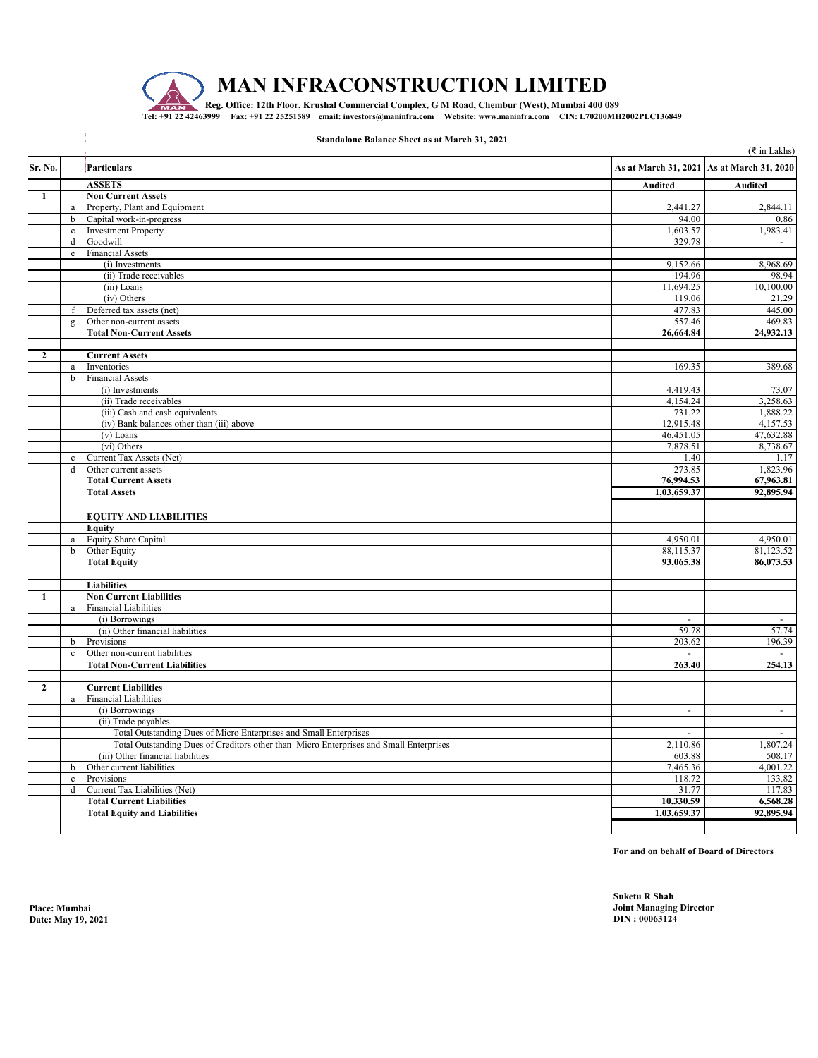# MAN INFRACONSTRUCTION LIMITED

**Reg. Office: 12th Floor, Krushal Commercial Complex, G M Road, Chembur (West), Mumbai 400 089**
**Tel: +91 22 42463999 Fax: +91 22 25251589 email: investors@maninfra.com Website: www.maninfra.com CIN: L70200MH2002PLC136849**

**Standalone Balance Sheet as at March 31, 2021**

(₹ in Lakhs)

| Sr. No. | | Particulars | As at March 31, 2021 | As at March 31, 2020 |
|---|---|---|---|---|
| | | **ASSETS** | **Audited** | **Audited** |
| **1** | | **Non Current Assets** | | |
| | a | Property, Plant and Equipment | 2,441.27 | 2,844.11 |
| | b | Capital work-in-progress | 94.00 | 0.86 |
| | c | Investment Property | 1,603.57 | 1,983.41 |
| | d | Goodwill | 329.78 | - |
| | e | Financial Assets | | |
| | | (i) Investments | 9,152.66 | 8,968.69 |
| | | (ii) Trade receivables | 194.96 | 98.94 |
| | | (iii) Loans | 11,694.25 | 10,100.00 |
| | | (iv) Others | 119.06 | 21.29 |
| | f | Deferred tax assets (net) | 477.83 | 445.00 |
| | g | Other non-current assets | 557.46 | 469.83 |
| | | **Total Non-Current Assets** | **26,664.84** | **24,932.13** |
| | | | | |
| **2** | | **Current Assets** | | |
| | a | Inventories | 169.35 | 389.68 |
| | b | Financial Assets | | |
| | | (i) Investments | 4,419.43 | 73.07 |
| | | (ii) Trade receivables | 4,154.24 | 3,258.63 |
| | | (iii) Cash and cash equivalents | 731.22 | 1,888.22 |
| | | (iv) Bank balances other than (iii) above | 12,915.48 | 4,157.53 |
| | | (v) Loans | 46,451.05 | 47,632.88 |
| | | (vi) Others | 7,878.51 | 8,738.67 |
| | c | Current Tax Assets (Net) | 1.40 | 1.17 |
| | d | Other current assets | 273.85 | 1,823.96 |
| | | **Total Current Assets** | **76,994.53** | **67,963.81** |
| | | **Total Assets** | **1,03,659.37** | **92,895.94** |
| | | | | |
| | | **EQUITY AND LIABILITIES** | | |
| | | **Equity** | | |
| | a | Equity Share Capital | 4,950.01 | 4,950.01 |
| | b | Other Equity | 88,115.37 | 81,123.52 |
| | | **Total Equity** | **93,065.38** | **86,073.53** |
| | | | | |
| | | **Liabilities** | | |
| **1** | | **Non Current Liabilities** | | |
| | a | Financial Liabilities | | |
| | | (i) Borrowings | - | - |
| | | (ii) Other financial liabilities | 59.78 | 57.74 |
| | b | Provisions | 203.62 | 196.39 |
| | c | Other non-current liabilities | - | - |
| | | **Total Non-Current Liabilities** | **263.40** | **254.13** |
| | | | | |
| **2** | | **Current Liabilities** | | |
| | a | Financial Liabilities | | |
| | | (i) Borrowings | - | - |
| | | (ii) Trade payables | | |
| | | Total Outstanding Dues of Micro Enterprises and Small Enterprises | - | - |
| | | Total Outstanding Dues of Creditors other than Micro Enterprises and Small Enterprises | 2,110.86 | 1,807.24 |
| | | (iii) Other financial liabilities | 603.88 | 508.17 |
| | b | Other current liabilities | 7,465.36 | 4,001.22 |
| | c | Provisions | 118.72 | 133.82 |
| | d | Current Tax Liabilities (Net) | 31.77 | 117.83 |
| | | **Total Current Liabilities** | **10,330.59** | **6,568.28** |
| | | **Total Equity and Liabilities** | **1,03,659.37** | **92,895.94** |

**For and on behalf of Board of Directors**

**Place: Mumbai**
**Date: May 19, 2021**

**Suketu R Shah**
**Joint Managing Director**
**DIN : 00063124**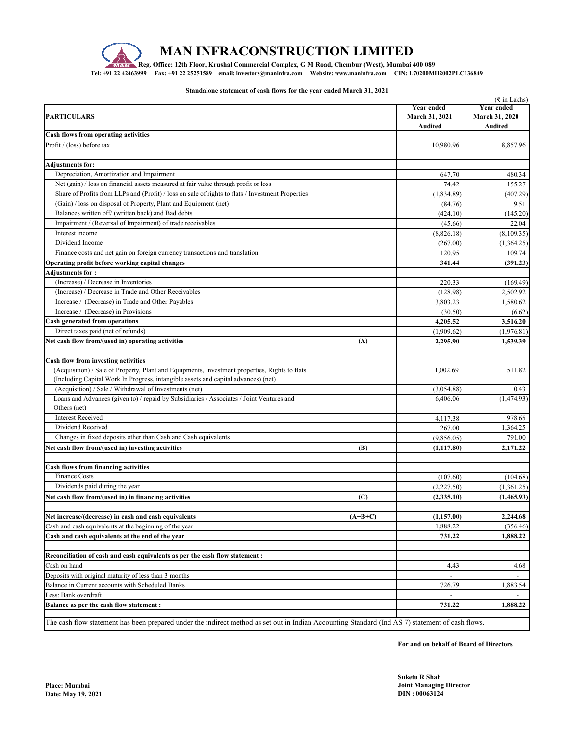# MAN INFRACONSTRUCTION LIMITED

**Reg. Office: 12th Floor, Krushal Commercial Complex, G M Road, Chembur (West), Mumbai 400 089**

**Tel: +91 22 42463999 Fax: +91 22 25251589 email: investors@maninfra.com Website: www.maninfra.com CIN: L70200MH2002PLC136849**

**Standalone statement of cash flows for the year ended March 31, 2021**

(₹ in Lakhs)

| PARTICULARS | | Year ended March 31, 2021 Audited | Year ended March 31, 2020 Audited |
|---|---|---|---|
| **Cash flows from operating activities** | | | |
| Profit / (loss) before tax | | 10,980.96 | 8,857.96 |
| | | | |
| **Adjustments for:** | | | |
| Depreciation, Amortization and Impairment | | 647.70 | 480.34 |
| Net (gain) / loss on financial assets measured at fair value through profit or loss | | 74.42 | 155.27 |
| Share of Profits from LLPs and (Profit) / loss on sale of rights to flats / Investment Properties | | (1,834.89) | (407.29) |
| (Gain) / loss on disposal of Property, Plant and Equipment (net) | | (84.76) | 9.51 |
| Balances written off/ (written back) and Bad debts | | (424.10) | (145.20) |
| Impairment / (Reversal of Impairment) of trade receivables | | (45.66) | 22.04 |
| Interest income | | (8,826.18) | (8,109.35) |
| Dividend Income | | (267.00) | (1,364.25) |
| Finance costs and net gain on foreign currency transactions and translation | | 120.95 | 109.74 |
| **Operating profit before working capital changes** | | **341.44** | **(391.23)** |
| **Adjustments for :** | | | |
| (Increase) / Decrease in Inventories | | 220.33 | (169.49) |
| (Increase) / Decrease in Trade and Other Receivables | | (128.98) | 2,502.92 |
| Increase / (Decrease) in Trade and Other Payables | | 3,803.23 | 1,580.62 |
| Increase / (Decrease) in Provisions | | (30.50) | (6.62) |
| **Cash generated from operations** | | **4,205.52** | **3,516.20** |
| Direct taxes paid (net of refunds) | | (1,909.62) | (1,976.81) |
| **Net cash flow from/(used in) operating activities** | **(A)** | **2,295.90** | **1,539.39** |
| | | | |
| **Cash flow from investing activities** | | | |
| (Acquisition) / Sale of Property, Plant and Equipments, Investment properties, Rights to flats (Including Capital Work In Progress, intangible assets and capital advances) (net) | | 1,002.69 | 511.82 |
| (Acquisition) / Sale / Withdrawal of Investments (net) | | (3,054.88) | 0.43 |
| Loans and Advances (given to) / repaid by Subsidiaries / Associates / Joint Ventures and Others (net) | | 6,406.06 | (1,474.93) |
| Interest Received | | 4,117.38 | 978.65 |
| Dividend Received | | 267.00 | 1,364.25 |
| Changes in fixed deposits other than Cash and Cash equivalents | | (9,856.05) | 791.00 |
| **Net cash flow from/(used in) investing activities** | **(B)** | **(1,117.80)** | **2,171.22** |
| | | | |
| **Cash flows from financing activities** | | | |
| Finance Costs | | (107.60) | (104.68) |
| Dividends paid during the year | | (2,227.50) | (1,361.25) |
| **Net cash flow from/(used in) in financing activities** | **(C)** | **(2,335.10)** | **(1,465.93)** |
| | | | |
| **Net increase/(decrease) in cash and cash equivalents** | **(A+B+C)** | **(1,157.00)** | **2,244.68** |
| Cash and cash equivalents at the beginning of the year | | 1,888.22 | (356.46) |
| **Cash and cash equivalents at the end of the year** | | **731.22** | **1,888.22** |
| | | | |
| **Reconciliation of cash and cash equivalents as per the cash flow statement :** | | | |
| Cash on hand | | 4.43 | 4.68 |
| Deposits with original maturity of less than 3 months | | - | - |
| Balance in Current accounts with Scheduled Banks | | 726.79 | 1,883.54 |
| Less: Bank overdraft | | - | - |
| **Balance as per the cash flow statement :** | | **731.22** | **1,888.22** |

The cash flow statement has been prepared under the indirect method as set out in Indian Accounting Standard (Ind AS 7) statement of cash flows.

**For and on behalf of Board of Directors**

**Suketu R Shah**
**Joint Managing Director**
**DIN : 00063124**

**Place: Mumbai**
**Date: May 19, 2021**